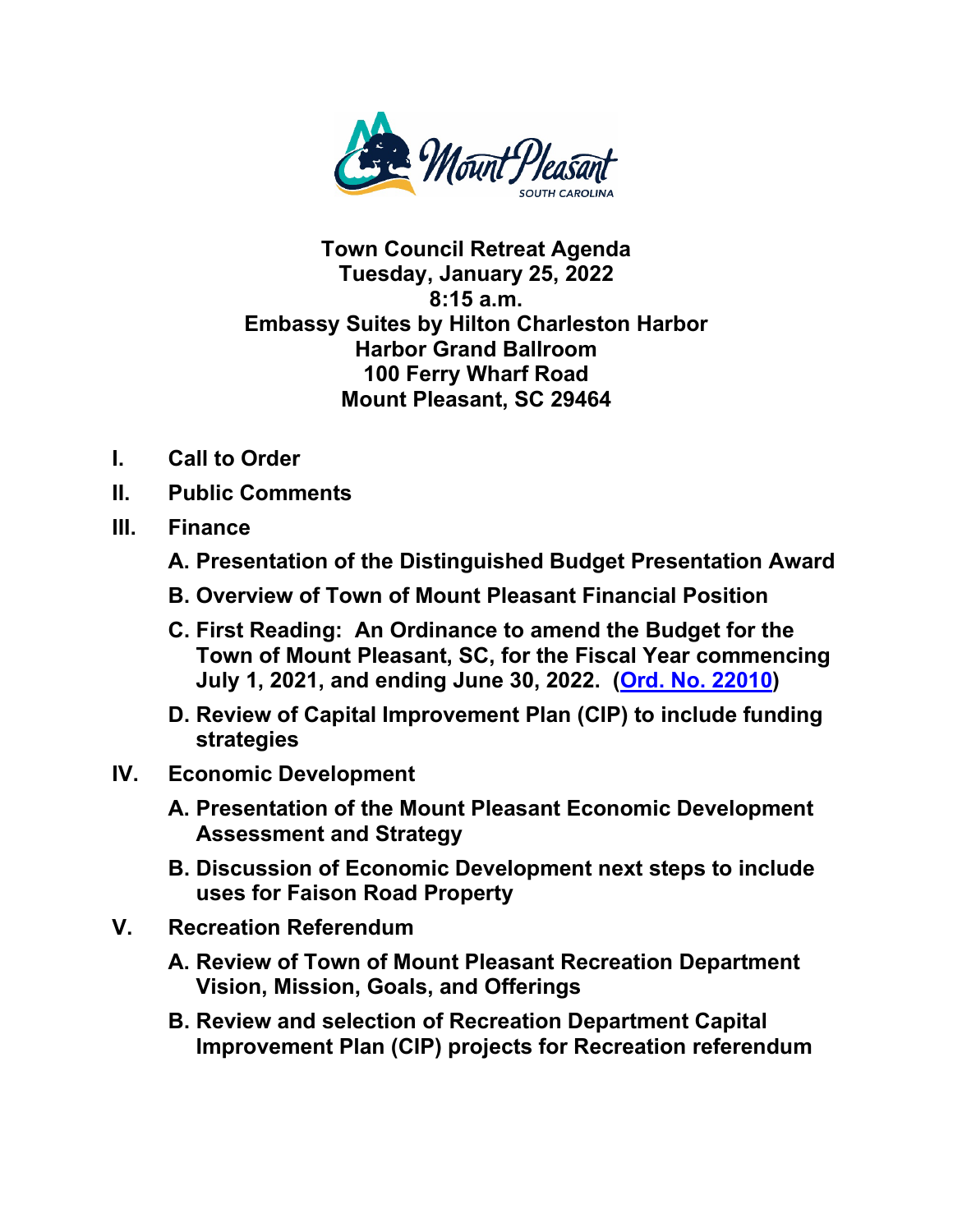# Town Council Retreat Agenda
**Tuesday, January 25, 2022**
**8:15 a.m.**
**Embassy Suites by Hilton Charleston Harbor**
**Harbor Grand Ballroom**
**100 Ferry Wharf Road**
**Mount Pleasant, SC 29464**

**I. Call to Order**

**II. Public Comments**

**III. Finance**

**A. Presentation of the Distinguished Budget Presentation Award**

**B. Overview of Town of Mount Pleasant Financial Position**

**C. First Reading: An Ordinance to amend the Budget for the Town of Mount Pleasant, SC, for the Fiscal Year commencing July 1, 2021, and ending June 30, 2022. (Ord. No. 22010)**

**D. Review of Capital Improvement Plan (CIP) to include funding strategies**

**IV. Economic Development**

**A. Presentation of the Mount Pleasant Economic Development Assessment and Strategy**

**B. Discussion of Economic Development next steps to include uses for Faison Road Property**

**V. Recreation Referendum**

**A. Review of Town of Mount Pleasant Recreation Department Vision, Mission, Goals, and Offerings**

**B. Review and selection of Recreation Department Capital Improvement Plan (CIP) projects for Recreation referendum**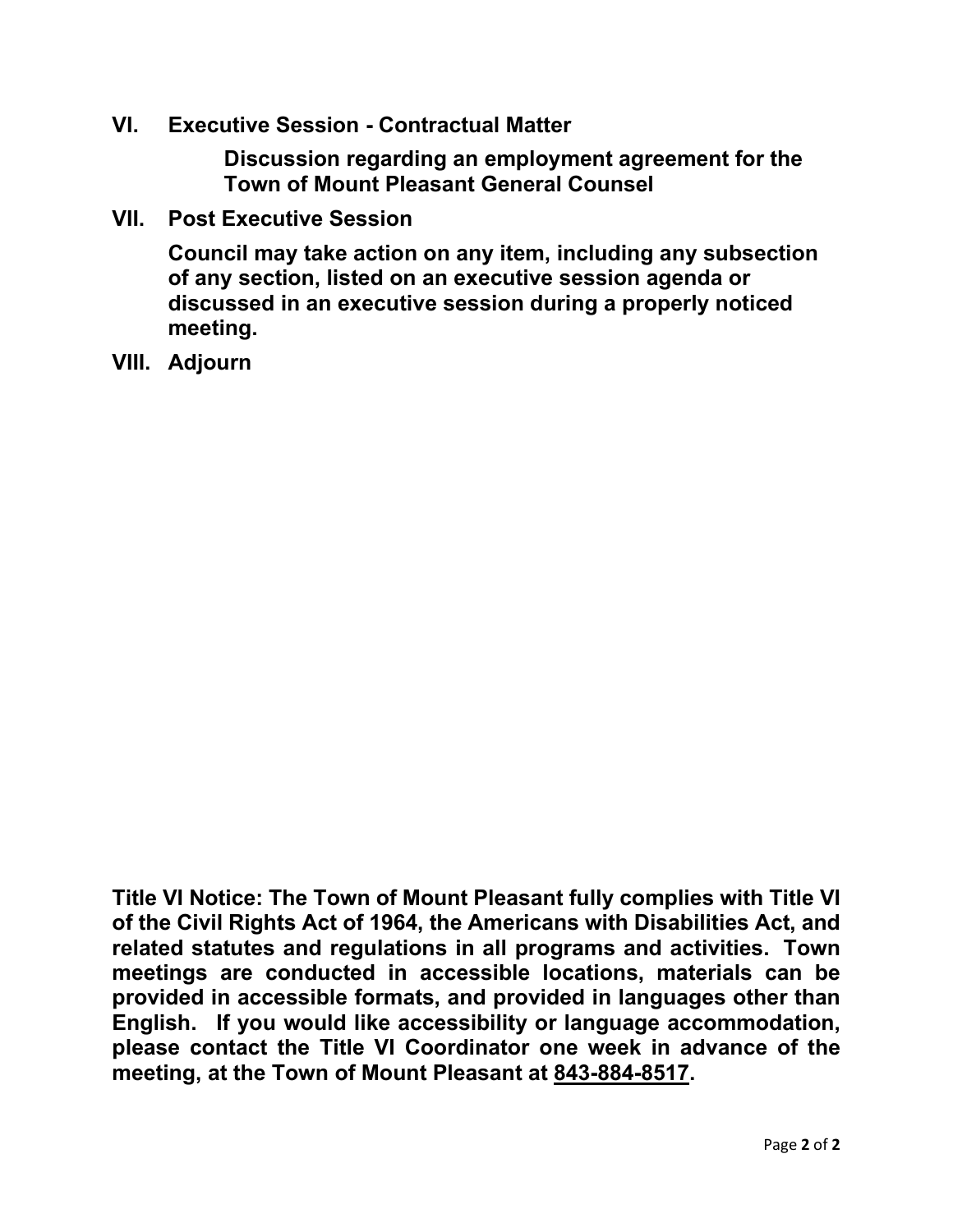**VI. Executive Session - Contractual Matter**

**Discussion regarding an employment agreement for the Town of Mount Pleasant General Counsel**

**VII. Post Executive Session**

**Council may take action on any item, including any subsection of any section, listed on an executive session agenda or discussed in an executive session during a properly noticed meeting.**

**VIII. Adjourn**

**Title VI Notice: The Town of Mount Pleasant fully complies with Title VI of the Civil Rights Act of 1964, the Americans with Disabilities Act, and related statutes and regulations in all programs and activities. Town meetings are conducted in accessible locations, materials can be provided in accessible formats, and provided in languages other than English. If you would like accessibility or language accommodation, please contact the Title VI Coordinator one week in advance of the meeting, at the Town of Mount Pleasant at 843-884-8517.**